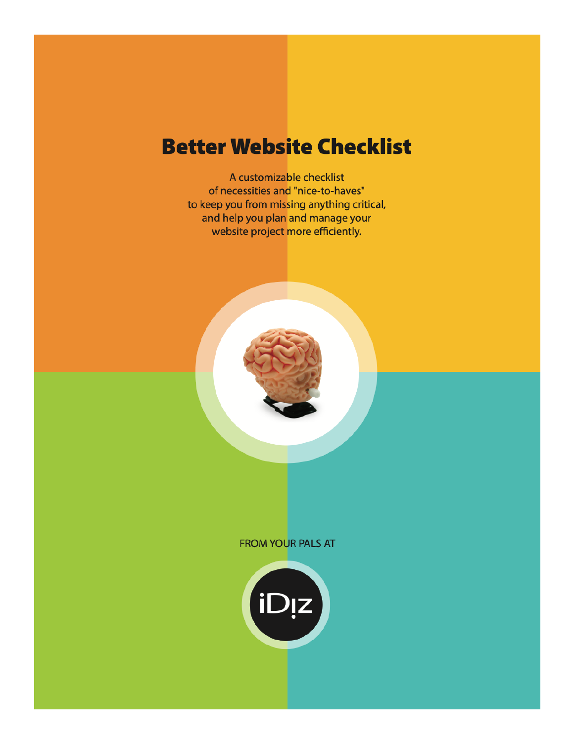# Better Website Checklist

A customizable checklist
of necessities and "nice-to-haves"
to keep you from missing anything critical,
and help you plan and manage your
website project more efficiently.

FROM YOUR PALS AT

iD!z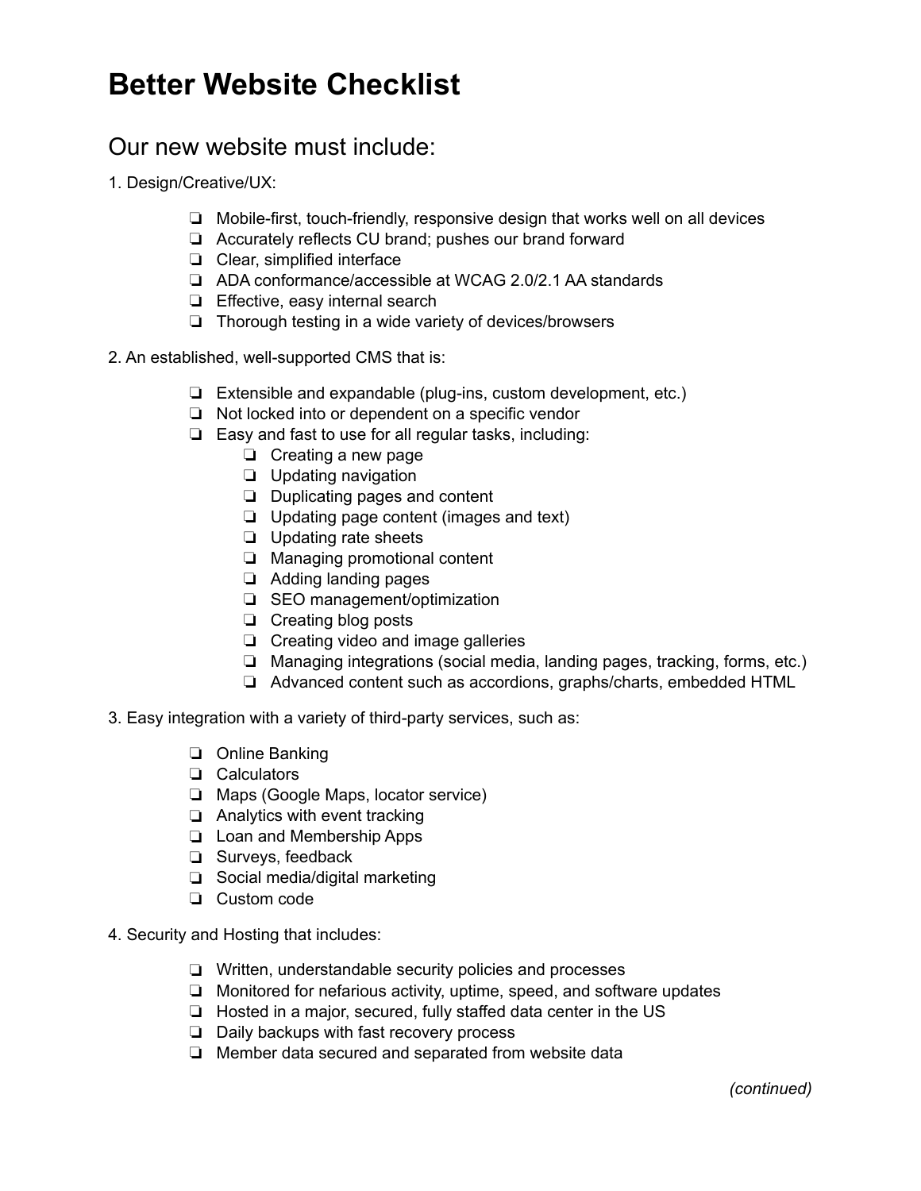# Better Website Checklist

## Our new website must include:

1. Design/Creative/UX:

- ❏ Mobile-first, touch-friendly, responsive design that works well on all devices
- ❏ Accurately reflects CU brand; pushes our brand forward
- ❏ Clear, simplified interface
- ❏ ADA conformance/accessible at WCAG 2.0/2.1 AA standards
- ❏ Effective, easy internal search
- ❏ Thorough testing in a wide variety of devices/browsers

2. An established, well-supported CMS that is:

- ❏ Extensible and expandable (plug-ins, custom development, etc.)
- ❏ Not locked into or dependent on a specific vendor
- ❏ Easy and fast to use for all regular tasks, including:
  - ❏ Creating a new page
  - ❏ Updating navigation
  - ❏ Duplicating pages and content
  - ❏ Updating page content (images and text)
  - ❏ Updating rate sheets
  - ❏ Managing promotional content
  - ❏ Adding landing pages
  - ❏ SEO management/optimization
  - ❏ Creating blog posts
  - ❏ Creating video and image galleries
  - ❏ Managing integrations (social media, landing pages, tracking, forms, etc.)
  - ❏ Advanced content such as accordions, graphs/charts, embedded HTML

3. Easy integration with a variety of third-party services, such as:

- ❏ Online Banking
- ❏ Calculators
- ❏ Maps (Google Maps, locator service)
- ❏ Analytics with event tracking
- ❏ Loan and Membership Apps
- ❏ Surveys, feedback
- ❏ Social media/digital marketing
- ❏ Custom code

4. Security and Hosting that includes:

- ❏ Written, understandable security policies and processes
- ❏ Monitored for nefarious activity, uptime, speed, and software updates
- ❏ Hosted in a major, secured, fully staffed data center in the US
- ❏ Daily backups with fast recovery process
- ❏ Member data secured and separated from website data

*(continued)*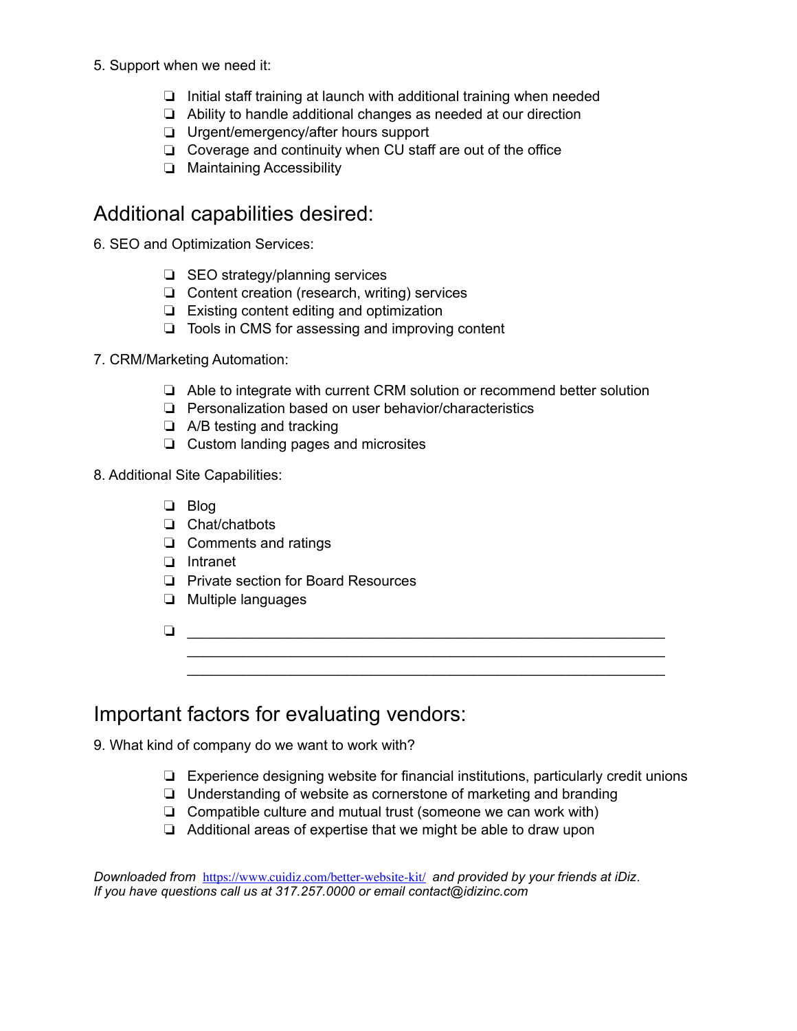5. Support when we need it:

- ❏ Initial staff training at launch with additional training when needed
- ❏ Ability to handle additional changes as needed at our direction
- ❏ Urgent/emergency/after hours support
- ❏ Coverage and continuity when CU staff are out of the office
- ❏ Maintaining Accessibility

## Additional capabilities desired:

6. SEO and Optimization Services:

- ❏ SEO strategy/planning services
- ❏ Content creation (research, writing) services
- ❏ Existing content editing and optimization
- ❏ Tools in CMS for assessing and improving content

7. CRM/Marketing Automation:

- ❏ Able to integrate with current CRM solution or recommend better solution
- ❏ Personalization based on user behavior/characteristics
- ❏ A/B testing and tracking
- ❏ Custom landing pages and microsites

8. Additional Site Capabilities:

- ❏ Blog
- ❏ Chat/chatbots
- ❏ Comments and ratings
- ❏ Intranet
- ❏ Private section for Board Resources
- ❏ Multiple languages
- ❏ ____________________________________________________________
  ____________________________________________________________
  ____________________________________________________________

## Important factors for evaluating vendors:

9. What kind of company do we want to work with?

- ❏ Experience designing website for financial institutions, particularly credit unions
- ❏ Understanding of website as cornerstone of marketing and branding
- ❏ Compatible culture and mutual trust (someone we can work with)
- ❏ Additional areas of expertise that we might be able to draw upon

*Downloaded from* https://www.cuidiz.com/better-website-kit/ *and provided by your friends at iDiz.*
*If you have questions call us at 317.257.0000 or email contact@idizinc.com*